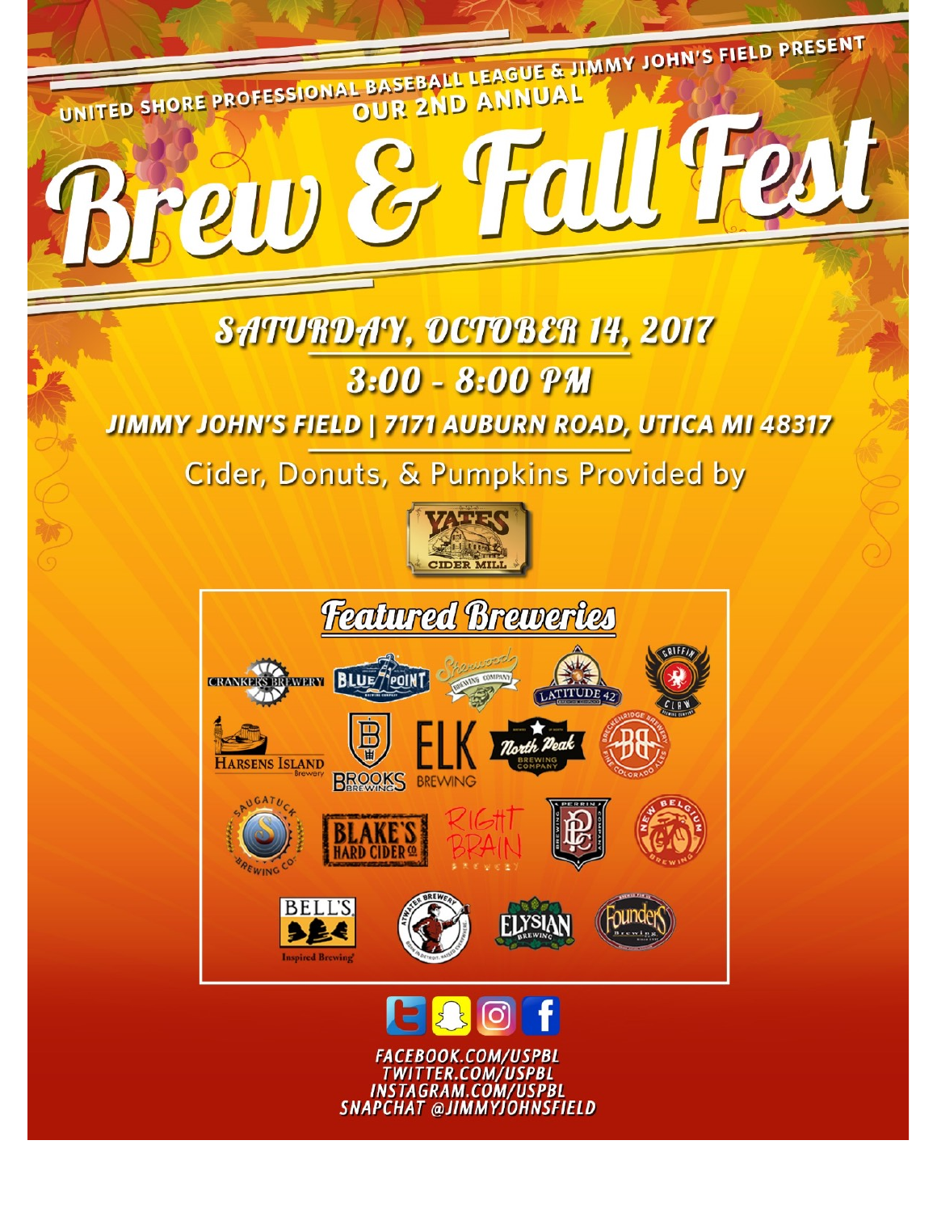UNITED SHORE PROFESSIONAL BASEBALL LEAGUE & JIMMY JOHN'S FIELD PRESENT

OUR 2ND ANNUAL

# Brew & Fall Fest

## SATURDAY, OCTOBER 14, 2017

## 3:00 - 8:00 PM

**JIMMY JOHN'S FIELD | 7171 AUBURN ROAD, UTICA MI 48317**

Cider, Donuts, & Pumpkins Provided by

YATES CIDER MILL

## Featured Breweries

- Crankers Brewery
- Blue Point Brewing Company
- Sherwood Brewing Company
- Latitude 42
- Griffin Claw Brewing Company
- Harsens Island Brewery
- Brooks Brewing
- Elk Brewing
- North Peak Brewing Company
- Breckenridge Brewery
- Saugatuck Brewing Co.
- Blake's Hard Cider Co.
- Right Brain Brewery
- Perrin Brewing Company
- New Belgium Brewing
- Bell's Inspired Brewing
- Atwater Brewery
- Elysian Brewing
- Founders Brewing

FACEBOOK.COM/USPBL
TWITTER.COM/USPBL
INSTAGRAM.COM/USPBL
SNAPCHAT @JIMMYJOHNSFIELD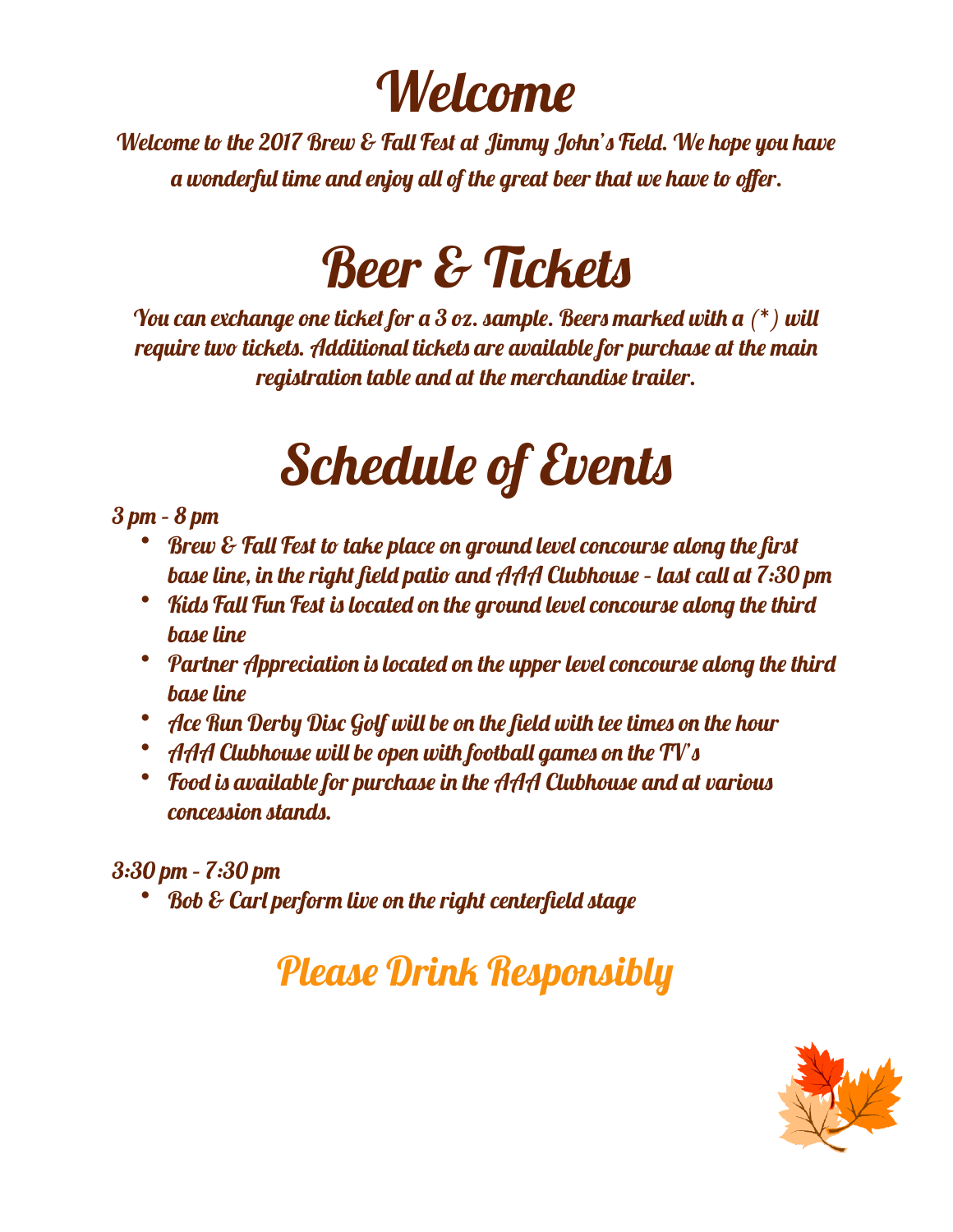# Welcome

Welcome to the 2017 Brew & Fall Fest at Jimmy John's Field. We hope you have a wonderful time and enjoy all of the great beer that we have to offer.

# Beer & Tickets

You can exchange one ticket for a 3 oz. sample. Beers marked with a (*) will require two tickets. Additional tickets are available for purchase at the main registration table and at the merchandise trailer.

# Schedule of Events

*3 pm - 8 pm*

- Brew & Fall Fest to take place on ground level concourse along the first base line, in the right field patio and AAA Clubhouse - last call at 7:30 pm
- Kids Fall Fun Fest is located on the ground level concourse along the third base line
- Partner Appreciation is located on the upper level concourse along the third base line
- Ace Run Derby Disc Golf will be on the field with tee times on the hour
- AAA Clubhouse will be open with football games on the TV's
- Food is available for purchase in the AAA Clubhouse and at various concession stands.

*3:30 pm - 7:30 pm*

- Bob & Carl perform live on the right centerfield stage

## Please Drink Responsibly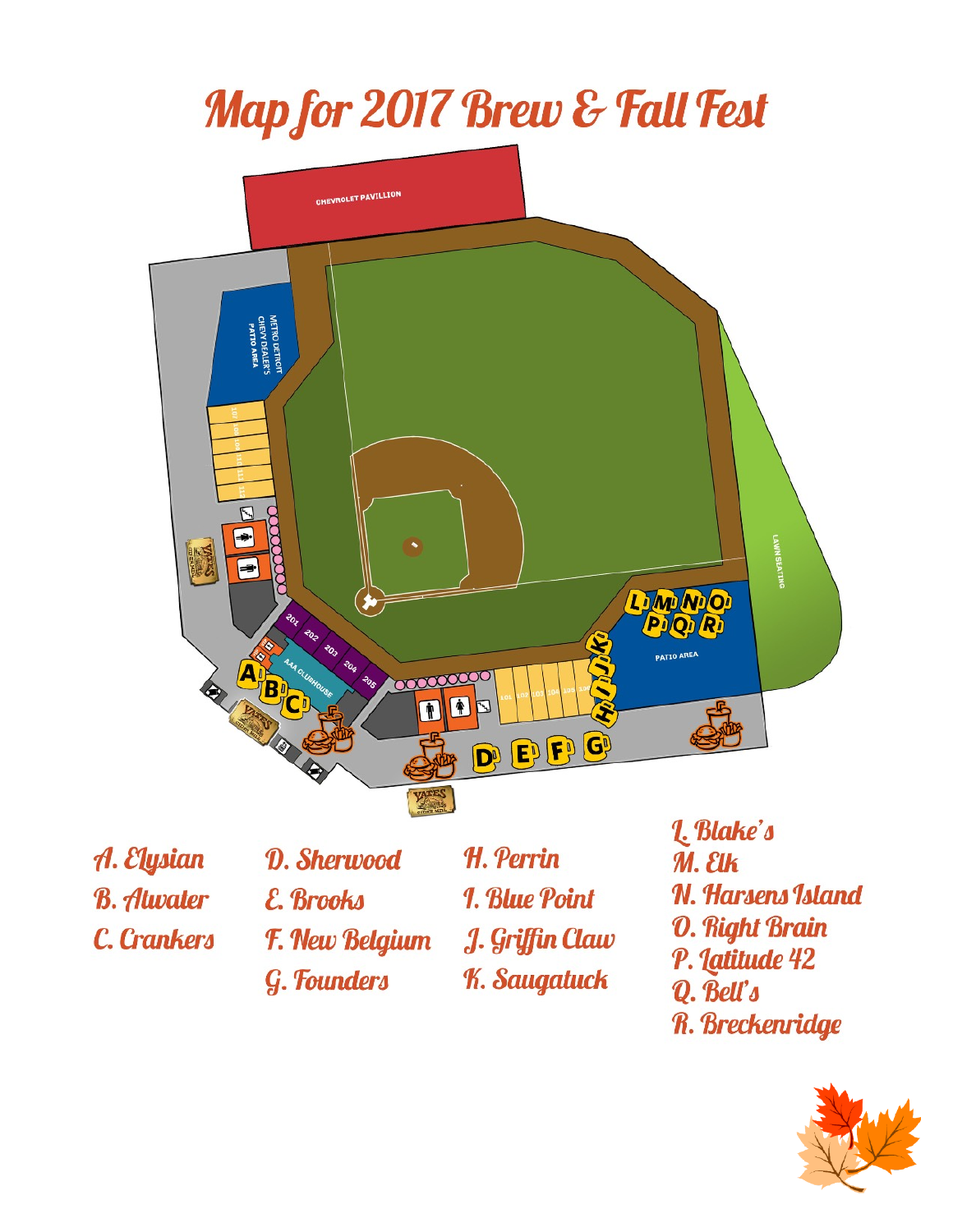# Map for 2017 Brew & Fall Fest

CHEVROLET PAVILLION

METRO DETROIT CHEVY DEALER'S PATIO AREA

AAA CLUBHOUSE

PATIO AREA

LAWN SEATING

A. Elysian
B. Atwater
C. Crankers

D. Sherwood
E. Brooks
F. New Belgium
G. Founders

H. Perrin
I. Blue Point
J. Griffin Claw
K. Saugatuck

L. Blake's
M. Elk
N. Harsens Island
O. Right Brain
P. Latitude 42
Q. Bell's
R. Breckenridge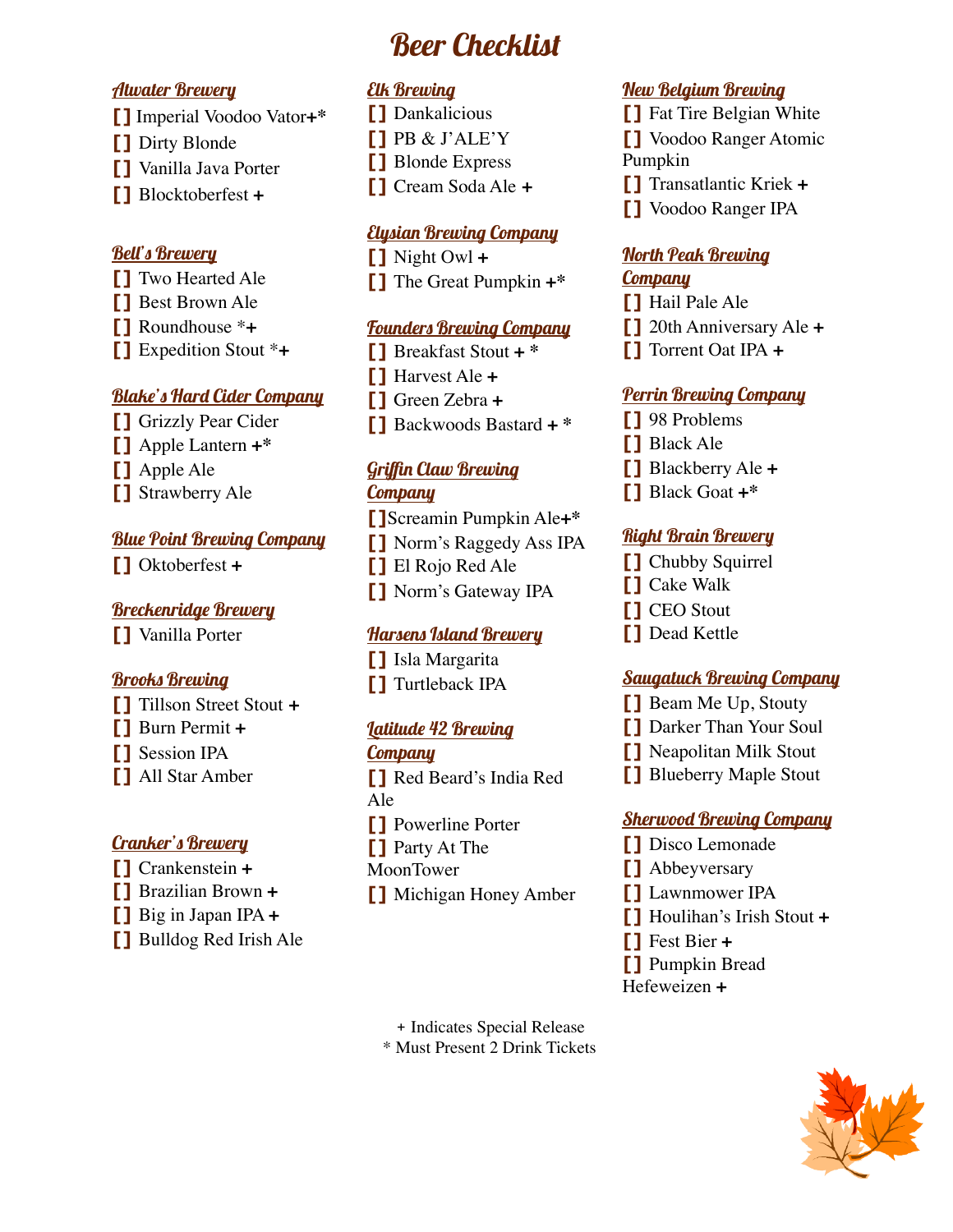# Beer Checklist

### Atwater Brewery

- [] Imperial Voodoo Vator+*
- [] Dirty Blonde
- [] Vanilla Java Porter
- [] Blocktoberfest +

### Bell's Brewery

- [] Two Hearted Ale
- [] Best Brown Ale
- [] Roundhouse *+
- [] Expedition Stout *+

### Blake's Hard Cider Company

- [] Grizzly Pear Cider
- [] Apple Lantern +*
- [] Apple Ale
- [] Strawberry Ale

### Blue Point Brewing Company

- [] Oktoberfest +

### Breckenridge Brewery

- [] Vanilla Porter

### Brooks Brewing

- [] Tillson Street Stout +
- [] Burn Permit +
- [] Session IPA
- [] All Star Amber

### Cranker's Brewery

- [] Crankenstein +
- [] Brazilian Brown +
- [] Big in Japan IPA +
- [] Bulldog Red Irish Ale

### Elk Brewing

- [] Dankalicious
- [] PB & J'ALE'Y
- [] Blonde Express
- [] Cream Soda Ale +

### Elysian Brewing Company

- [] Night Owl +
- [] The Great Pumpkin +*

### Founders Brewing Company

- [] Breakfast Stout + *
- [] Harvest Ale +
- [] Green Zebra +
- [] Backwoods Bastard + *

### Griffin Claw Brewing Company

- []Screamin Pumpkin Ale+*
- [] Norm's Raggedy Ass IPA
- [] El Rojo Red Ale
- [] Norm's Gateway IPA

### Harsens Island Brewery

- [] Isla Margarita
- [] Turtleback IPA

### Latitude 42 Brewing Company

- [] Red Beard's India Red Ale
- [] Powerline Porter
- [] Party At The MoonTower
- [] Michigan Honey Amber

### New Belgium Brewing

- [] Fat Tire Belgian White
- [] Voodoo Ranger Atomic Pumpkin
- [] Transatlantic Kriek +
- [] Voodoo Ranger IPA

### North Peak Brewing Company

- [] Hail Pale Ale
- [] 20th Anniversary Ale +
- [] Torrent Oat IPA +

### Perrin Brewing Company

- [] 98 Problems
- [] Black Ale
- [] Blackberry Ale +
- [] Black Goat +*

### Right Brain Brewery

- [] Chubby Squirrel
- [] Cake Walk
- [] CEO Stout
- [] Dead Kettle

### Saugatuck Brewing Company

- [] Beam Me Up, Stouty
- [] Darker Than Your Soul
- [] Neapolitan Milk Stout
- [] Blueberry Maple Stout

### Sherwood Brewing Company

- [] Disco Lemonade
- [] Abbeyversary
- [] Lawnmower IPA
- [] Houlihan's Irish Stout +
- [] Fest Bier +
- [] Pumpkin Bread Hefeweizen +

+ Indicates Special Release
* Must Present 2 Drink Tickets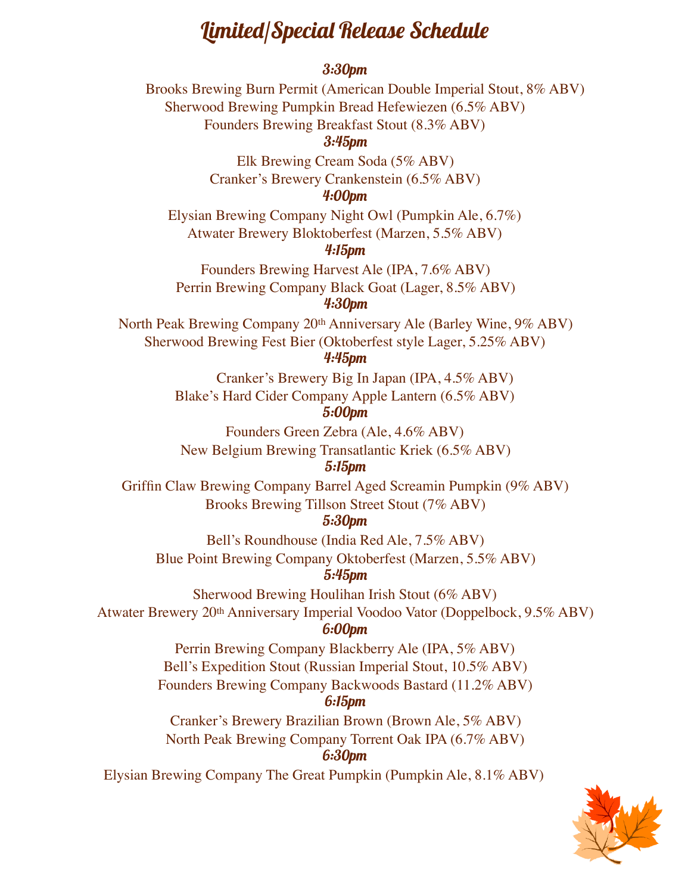# Limited/Special Release Schedule

***3:30pm***

Brooks Brewing Burn Permit (American Double Imperial Stout, 8% ABV)

Sherwood Brewing Pumpkin Bread Hefewiezen (6.5% ABV)

Founders Brewing Breakfast Stout (8.3% ABV)

***3:45pm***

Elk Brewing Cream Soda (5% ABV)

Cranker's Brewery Crankenstein (6.5% ABV)

***4:00pm***

Elysian Brewing Company Night Owl (Pumpkin Ale, 6.7%)

Atwater Brewery Bloktoberfest (Marzen, 5.5% ABV)

***4:15pm***

Founders Brewing Harvest Ale (IPA, 7.6% ABV)

Perrin Brewing Company Black Goat (Lager, 8.5% ABV)

***4:30pm***

North Peak Brewing Company 20th Anniversary Ale (Barley Wine, 9% ABV)

Sherwood Brewing Fest Bier (Oktoberfest style Lager, 5.25% ABV)

***4:45pm***

Cranker's Brewery Big In Japan (IPA, 4.5% ABV)

Blake's Hard Cider Company Apple Lantern (6.5% ABV)

***5:00pm***

Founders Green Zebra (Ale, 4.6% ABV)

New Belgium Brewing Transatlantic Kriek (6.5% ABV)

***5:15pm***

Griffin Claw Brewing Company Barrel Aged Screamin Pumpkin (9% ABV)

Brooks Brewing Tillson Street Stout (7% ABV)

***5:30pm***

Bell's Roundhouse (India Red Ale, 7.5% ABV)

Blue Point Brewing Company Oktoberfest (Marzen, 5.5% ABV)

***5:45pm***

Sherwood Brewing Houlihan Irish Stout (6% ABV)

Atwater Brewery 20th Anniversary Imperial Voodoo Vator (Doppelbock, 9.5% ABV)

***6:00pm***

Perrin Brewing Company Blackberry Ale (IPA, 5% ABV)

Bell's Expedition Stout (Russian Imperial Stout, 10.5% ABV)

Founders Brewing Company Backwoods Bastard (11.2% ABV)

***6:15pm***

Cranker's Brewery Brazilian Brown (Brown Ale, 5% ABV)

North Peak Brewing Company Torrent Oak IPA (6.7% ABV)

***6:30pm***

Elysian Brewing Company The Great Pumpkin (Pumpkin Ale, 8.1% ABV)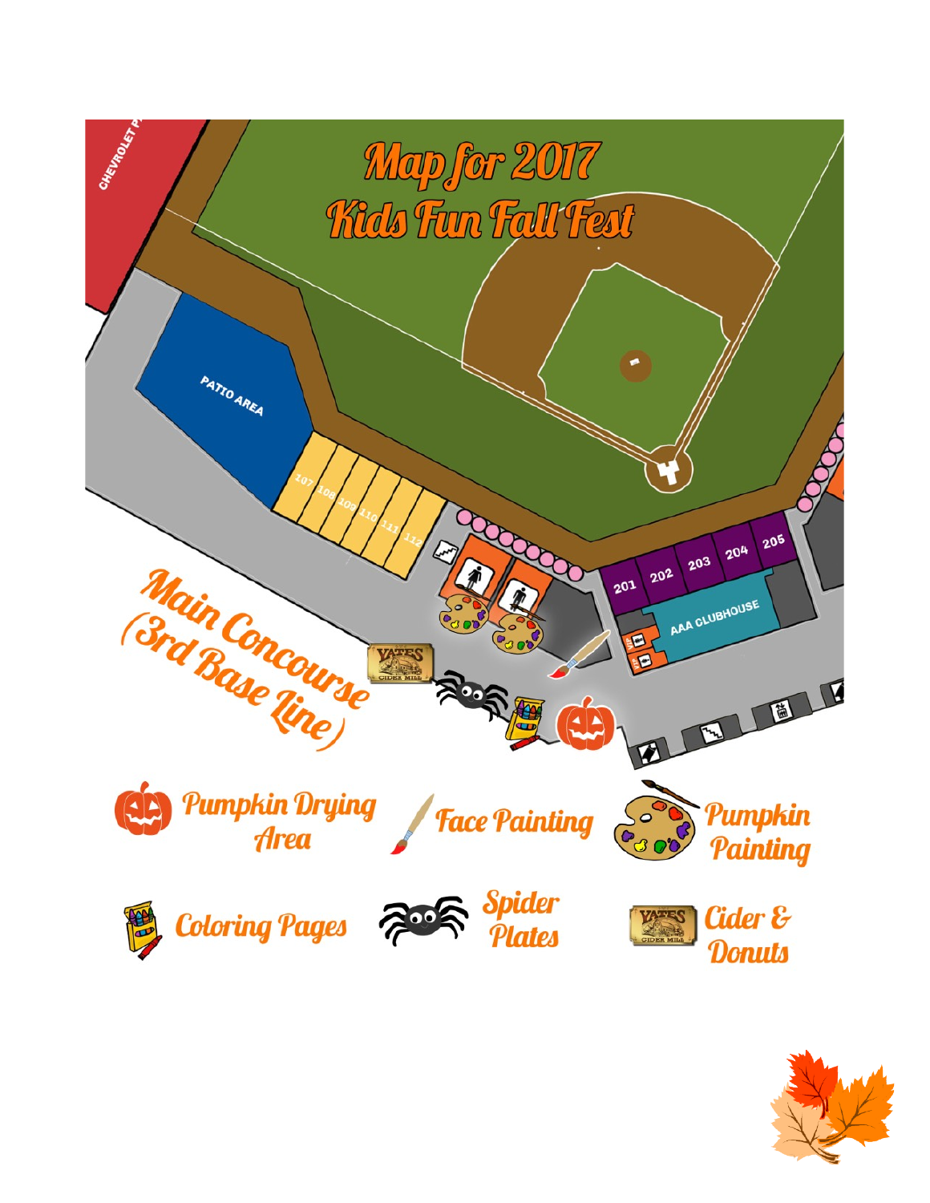# Map for 2017 Kids Fun Fall Fest

CHEVROLET P

PATIO AREA

107 108 109 110 111 112

201 202 203 204 205

AAA CLUBHOUSE

VIP

Main Concourse (3rd Base Line)

YATES CIDER MILL

Pumpkin Drying Area

Face Painting

Pumpkin Painting

Coloring Pages

Spider Plates

Cider & Donuts